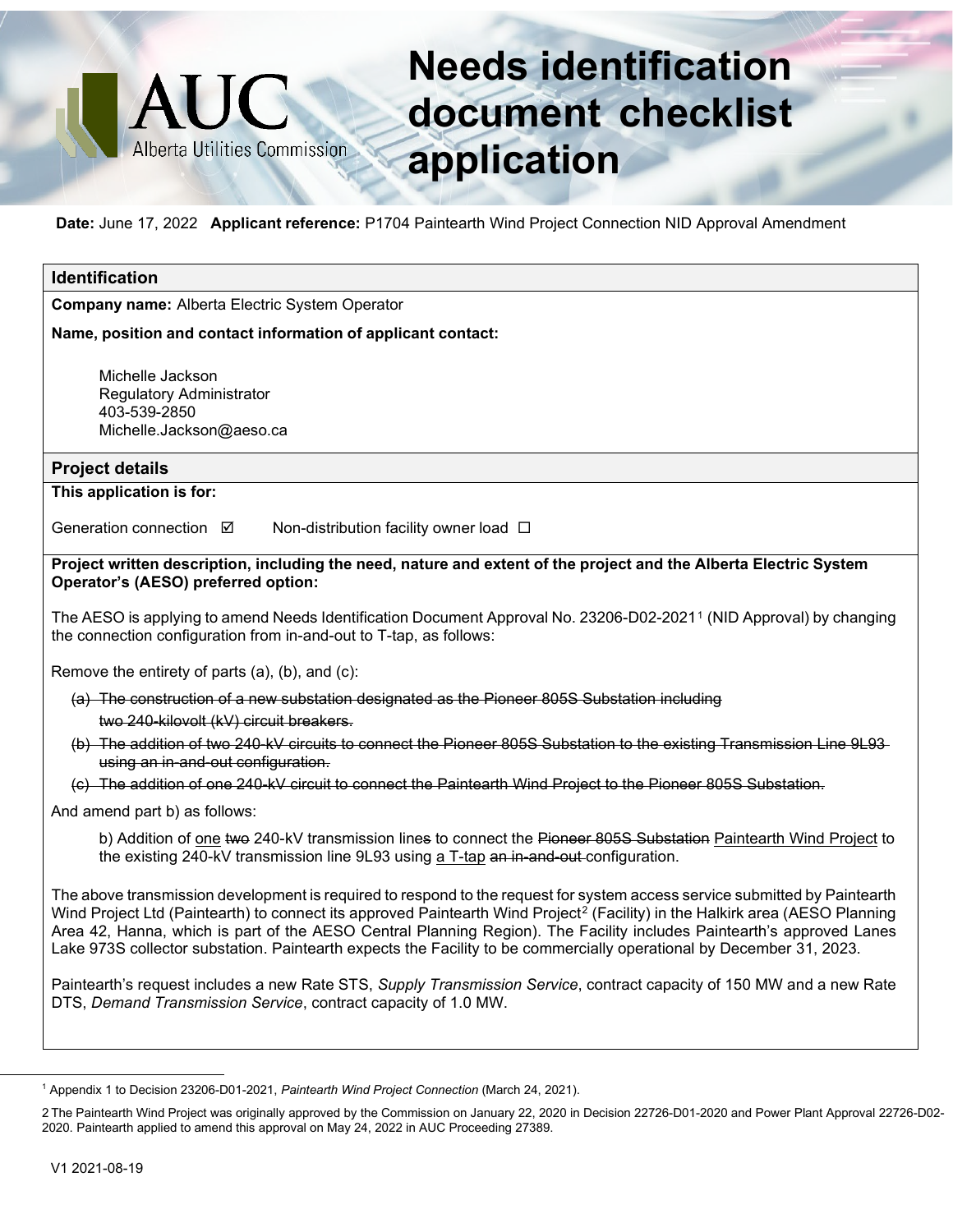# Needs identification document checklist application

**Date:** June 17, 2022 **Applicant reference:** P1704 Paintearth Wind Project Connection NID Approval Amendment

## Identification

**Company name:** Alberta Electric System Operator

**Name, position and contact information of applicant contact:**

Michelle Jackson
Regulatory Administrator
403-539-2850
Michelle.Jackson@aeso.ca

## Project details

**This application is for:**

Generation connection ☑ Non-distribution facility owner load ☐

**Project written description, including the need, nature and extent of the project and the Alberta Electric System Operator's (AESO) preferred option:**

The AESO is applying to amend Needs Identification Document Approval No. 23206-D02-2021[1] (NID Approval) by changing the connection configuration from in-and-out to T-tap, as follows:

Remove the entirety of parts (a), (b), and (c):

- ~~(a) The construction of a new substation designated as the Pioneer 805S Substation including two 240-kilovolt (kV) circuit breakers.~~
- ~~(b) The addition of two 240-kV circuits to connect the Pioneer 805S Substation to the existing Transmission Line 9L93 using an in-and-out configuration.~~
- ~~(c) The addition of one 240-kV circuit to connect the Paintearth Wind Project to the Pioneer 805S Substation.~~

And amend part b) as follows:

b) Addition of <u>one</u> ~~two~~ 240-kV transmission line~~s~~ to connect the ~~Pioneer 805S Substation~~ <u>Paintearth Wind Project</u> to the existing 240-kV transmission line 9L93 using <u>a T-tap</u> ~~an in-and-out~~ configuration.

The above transmission development is required to respond to the request for system access service submitted by Paintearth Wind Project Ltd (Paintearth) to connect its approved Paintearth Wind Project[2] (Facility) in the Halkirk area (AESO Planning Area 42, Hanna, which is part of the AESO Central Planning Region). The Facility includes Paintearth's approved Lanes Lake 973S collector substation. Paintearth expects the Facility to be commercially operational by December 31, 2023.

Paintearth's request includes a new Rate STS, *Supply Transmission Service*, contract capacity of 150 MW and a new Rate DTS, *Demand Transmission Service*, contract capacity of 1.0 MW.

---

[1] Appendix 1 to Decision 23206-D01-2021, *Paintearth Wind Project Connection* (March 24, 2021).

[2] The Paintearth Wind Project was originally approved by the Commission on January 22, 2020 in Decision 22726-D01-2020 and Power Plant Approval 22726-D02-2020. Paintearth applied to amend this approval on May 24, 2022 in AUC Proceeding 27389.

V1 2021-08-19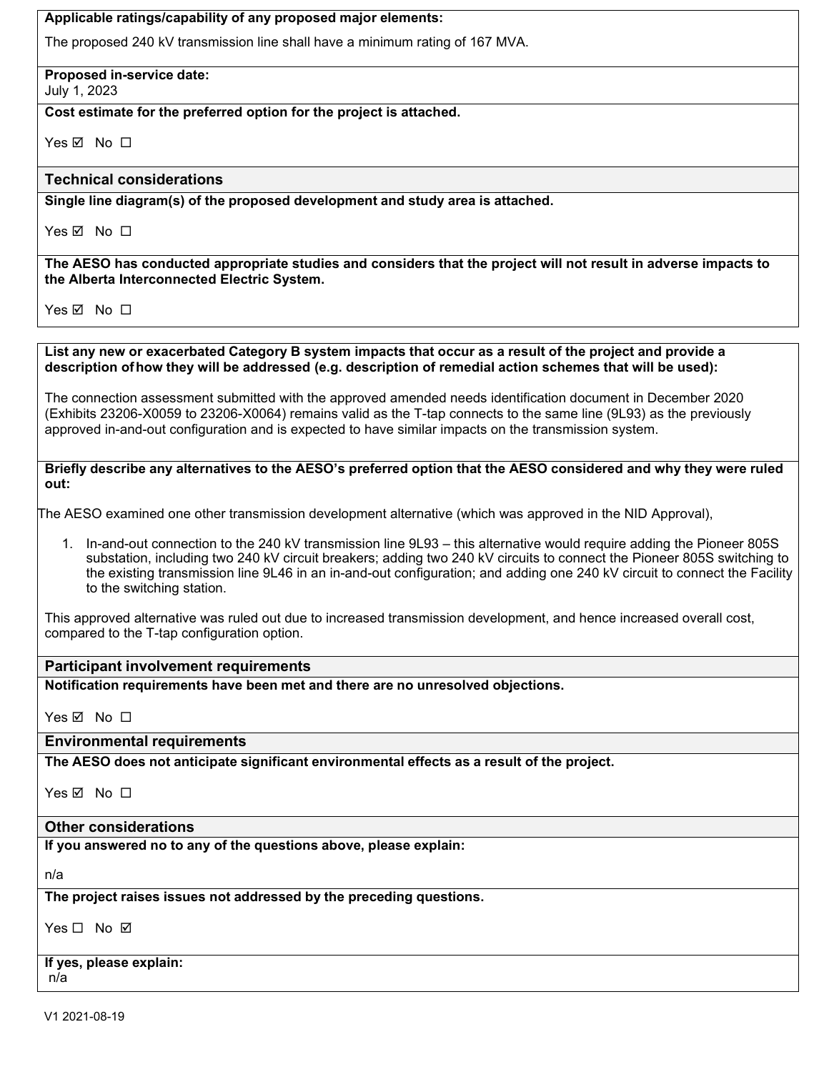**Applicable ratings/capability of any proposed major elements:**

The proposed 240 kV transmission line shall have a minimum rating of 167 MVA.

**Proposed in-service date:**

July 1, 2023

**Cost estimate for the preferred option for the project is attached.**

Yes ☑ No ☐

## Technical considerations

**Single line diagram(s) of the proposed development and study area is attached.**

Yes ☑ No ☐

**The AESO has conducted appropriate studies and considers that the project will not result in adverse impacts to the Alberta Interconnected Electric System.**

Yes ☑ No ☐

**List any new or exacerbated Category B system impacts that occur as a result of the project and provide a description of how they will be addressed (e.g. description of remedial action schemes that will be used):**

The connection assessment submitted with the approved amended needs identification document in December 2020 (Exhibits 23206-X0059 to 23206-X0064) remains valid as the T-tap connects to the same line (9L93) as the previously approved in-and-out configuration and is expected to have similar impacts on the transmission system.

**Briefly describe any alternatives to the AESO's preferred option that the AESO considered and why they were ruled out:**

The AESO examined one other transmission development alternative (which was approved in the NID Approval),

1. In-and-out connection to the 240 kV transmission line 9L93 – this alternative would require adding the Pioneer 805S substation, including two 240 kV circuit breakers; adding two 240 kV circuits to connect the Pioneer 805S switching to the existing transmission line 9L46 in an in-and-out configuration; and adding one 240 kV circuit to connect the Facility to the switching station.

This approved alternative was ruled out due to increased transmission development, and hence increased overall cost, compared to the T-tap configuration option.

## Participant involvement requirements

**Notification requirements have been met and there are no unresolved objections.**

Yes ☑ No ☐

## Environmental requirements

**The AESO does not anticipate significant environmental effects as a result of the project.**

Yes ☑ No ☐

## Other considerations

**If you answered no to any of the questions above, please explain:**

n/a

**The project raises issues not addressed by the preceding questions.**

Yes ☐ No ☑

**If yes, please explain:**

n/a

V1 2021-08-19